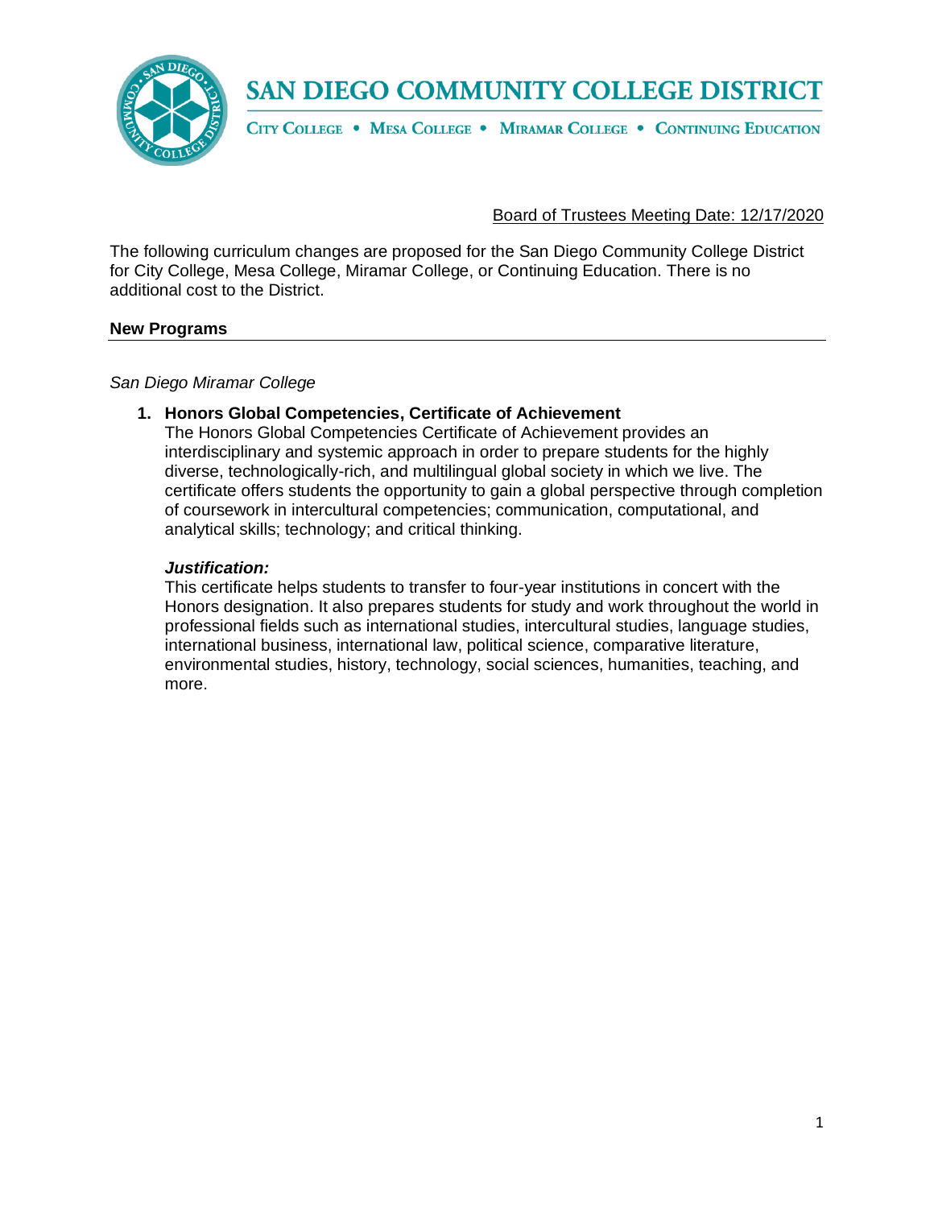# SAN DIEGO COMMUNITY COLLEGE DISTRICT

CITY COLLEGE • MESA COLLEGE • MIRAMAR COLLEGE • CONTINUING EDUCATION

Board of Trustees Meeting Date: 12/17/2020

The following curriculum changes are proposed for the San Diego Community College District for City College, Mesa College, Miramar College, or Continuing Education. There is no additional cost to the District.

## New Programs

*San Diego Miramar College*

1. **Honors Global Competencies, Certificate of Achievement**

   The Honors Global Competencies Certificate of Achievement provides an interdisciplinary and systemic approach in order to prepare students for the highly diverse, technologically-rich, and multilingual global society in which we live. The certificate offers students the opportunity to gain a global perspective through completion of coursework in intercultural competencies; communication, computational, and analytical skills; technology; and critical thinking.

   ***Justification:***

   This certificate helps students to transfer to four-year institutions in concert with the Honors designation. It also prepares students for study and work throughout the world in professional fields such as international studies, intercultural studies, language studies, international business, international law, political science, comparative literature, environmental studies, history, technology, social sciences, humanities, teaching, and more.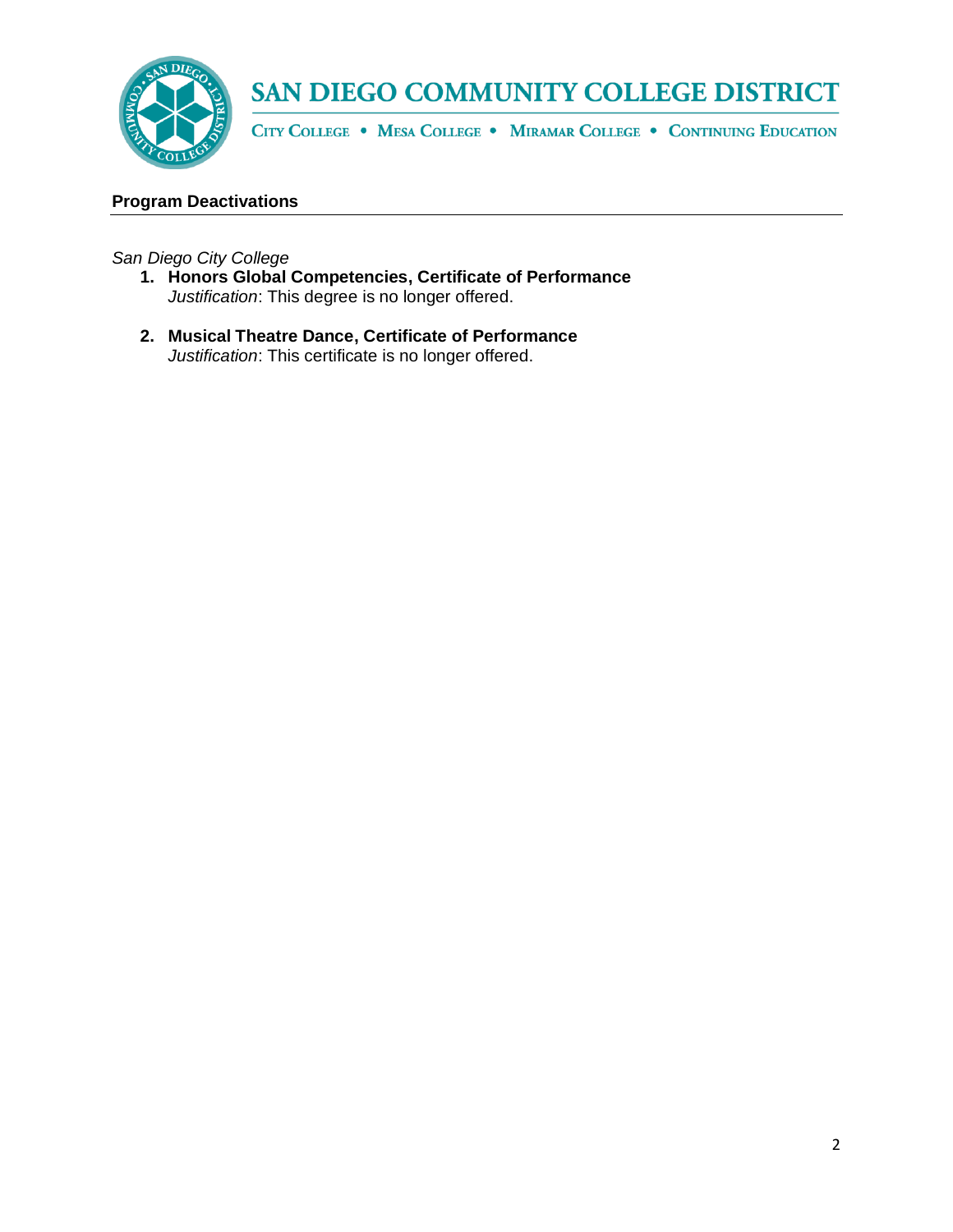## Program Deactivations

*San Diego City College*

1. **Honors Global Competencies, Certificate of Performance**
   *Justification*: This degree is no longer offered.

2. **Musical Theatre Dance, Certificate of Performance**
   *Justification*: This certificate is no longer offered.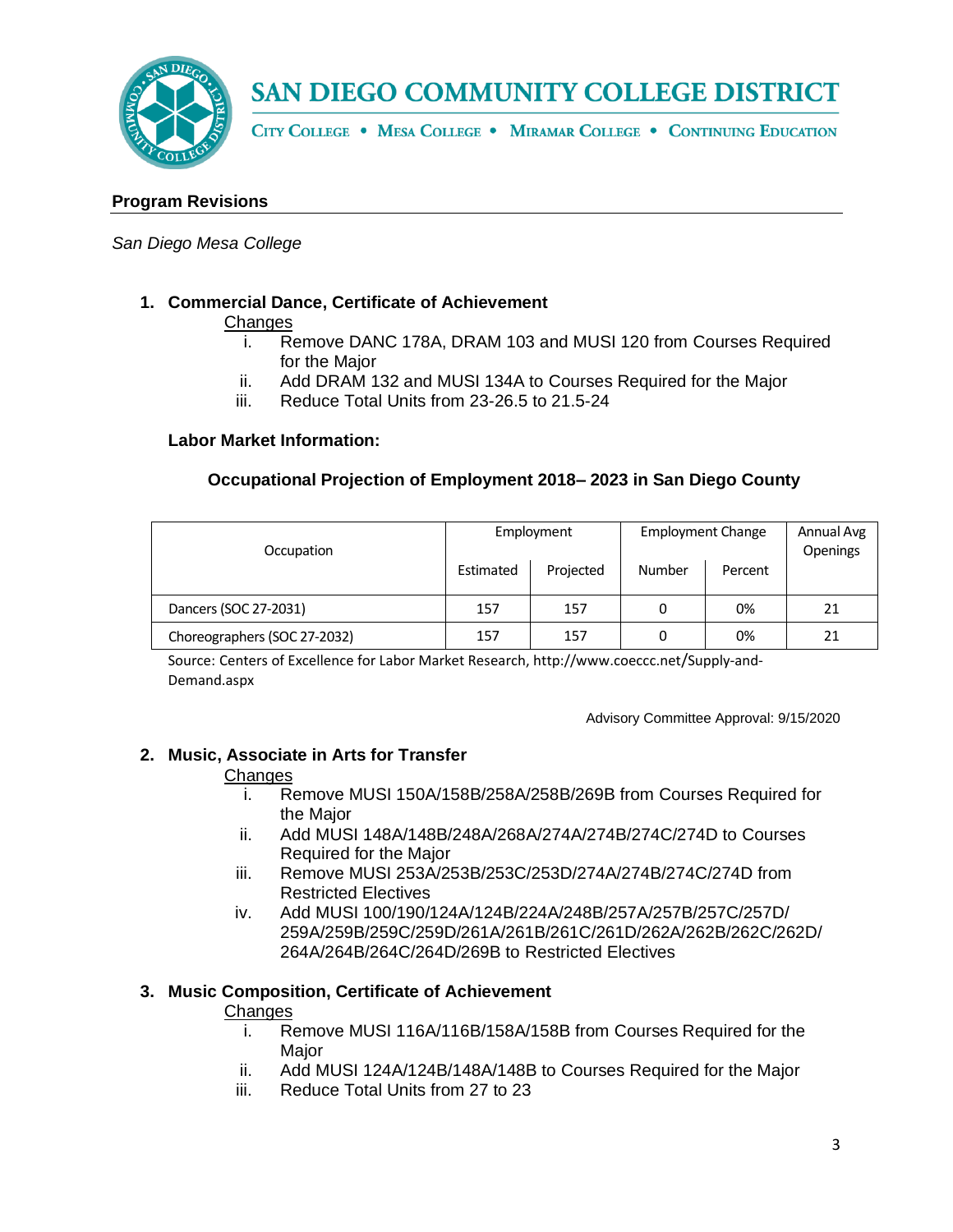## Program Revisions

*San Diego Mesa College*

1. **Commercial Dance, Certificate of Achievement**

   <u>Changes</u>

   i. Remove DANC 178A, DRAM 103 and MUSI 120 from Courses Required for the Major
   
   ii. Add DRAM 132 and MUSI 134A to Courses Required for the Major
   
   iii. Reduce Total Units from 23-26.5 to 21.5-24

   **Labor Market Information:**

   **Occupational Projection of Employment 2018– 2023 in San Diego County**

| Occupation | Employment | | Employment Change | | Annual Avg Openings |
|---|---|---|---|---|---|
| | Estimated | Projected | Number | Percent | |
| Dancers (SOC 27-2031) | 157 | 157 | 0 | 0% | 21 |
| Choreographers (SOC 27-2032) | 157 | 157 | 0 | 0% | 21 |

Source: Centers of Excellence for Labor Market Research, http://www.coeccc.net/Supply-and-Demand.aspx

Advisory Committee Approval: 9/15/2020

2. **Music, Associate in Arts for Transfer**

   <u>Changes</u>

   i. Remove MUSI 150A/158B/258A/258B/269B from Courses Required for the Major
   
   ii. Add MUSI 148A/148B/248A/268A/274A/274B/274C/274D to Courses Required for the Major
   
   iii. Remove MUSI 253A/253B/253C/253D/274A/274B/274C/274D from Restricted Electives
   
   iv. Add MUSI 100/190/124A/124B/224A/248B/257A/257B/257C/257D/259A/259B/259C/259D/261A/261B/261C/261D/262A/262B/262C/262D/264A/264B/264C/264D/269B to Restricted Electives

3. **Music Composition, Certificate of Achievement**

   <u>Changes</u>

   i. Remove MUSI 116A/116B/158A/158B from Courses Required for the Major
   
   ii. Add MUSI 124A/124B/148A/148B to Courses Required for the Major
   
   iii. Reduce Total Units from 27 to 23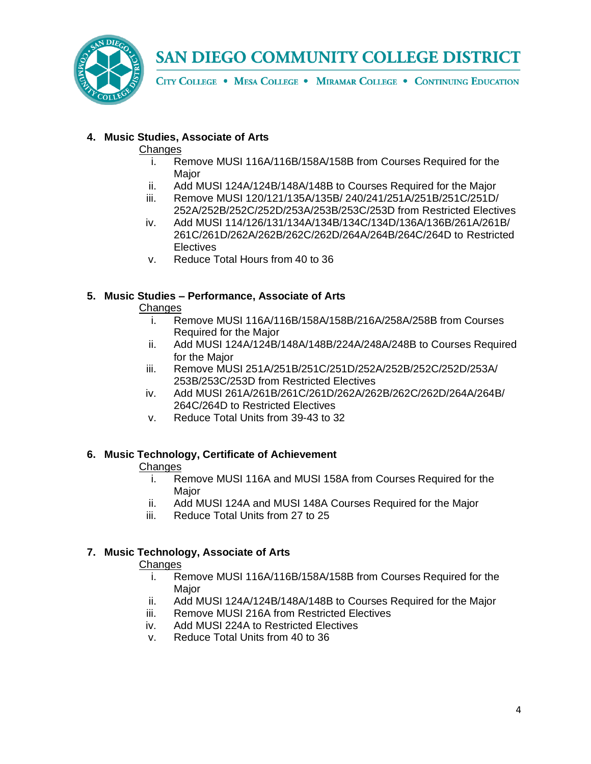**4. Music Studies, Associate of Arts**

Changes

i. Remove MUSI 116A/116B/158A/158B from Courses Required for the Major
ii. Add MUSI 124A/124B/148A/148B to Courses Required for the Major
iii. Remove MUSI 120/121/135A/135B/ 240/241/251A/251B/251C/251D/ 252A/252B/252C/252D/253A/253B/253C/253D from Restricted Electives
iv. Add MUSI 114/126/131/134A/134B/134C/134D/136A/136B/261A/261B/ 261C/261D/262A/262B/262C/262D/264A/264B/264C/264D to Restricted Electives
v. Reduce Total Hours from 40 to 36

**5. Music Studies – Performance, Associate of Arts**

Changes

i. Remove MUSI 116A/116B/158A/158B/216A/258A/258B from Courses Required for the Major
ii. Add MUSI 124A/124B/148A/148B/224A/248A/248B to Courses Required for the Major
iii. Remove MUSI 251A/251B/251C/251D/252A/252B/252C/252D/253A/ 253B/253C/253D from Restricted Electives
iv. Add MUSI 261A/261B/261C/261D/262A/262B/262C/262D/264A/264B/ 264C/264D to Restricted Electives
v. Reduce Total Units from 39-43 to 32

**6. Music Technology, Certificate of Achievement**

Changes

i. Remove MUSI 116A and MUSI 158A from Courses Required for the Major
ii. Add MUSI 124A and MUSI 148A Courses Required for the Major
iii. Reduce Total Units from 27 to 25

**7. Music Technology, Associate of Arts**

Changes

i. Remove MUSI 116A/116B/158A/158B from Courses Required for the Major
ii. Add MUSI 124A/124B/148A/148B to Courses Required for the Major
iii. Remove MUSI 216A from Restricted Electives
iv. Add MUSI 224A to Restricted Electives
v. Reduce Total Units from 40 to 36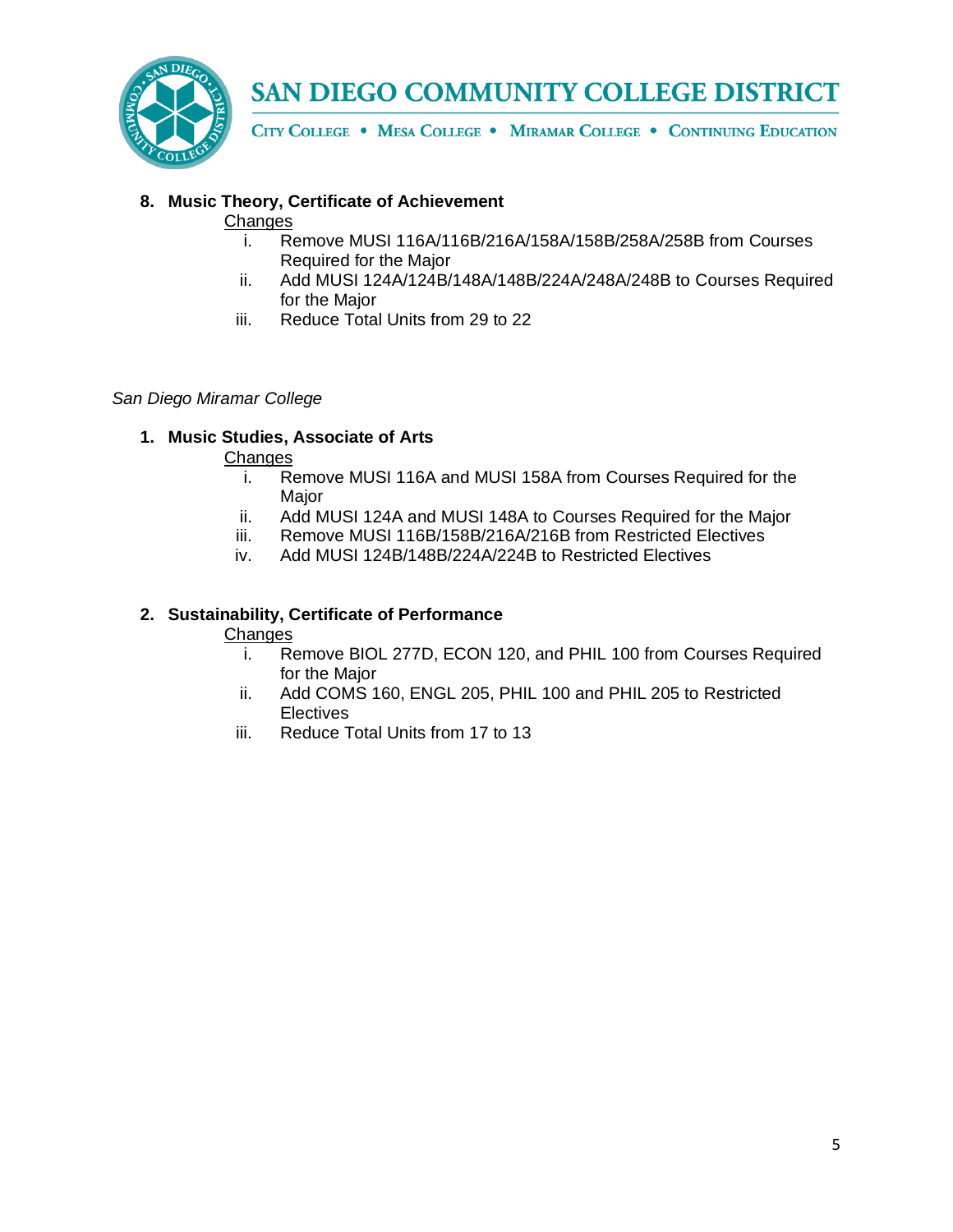8. **Music Theory, Certificate of Achievement**

   <u>Changes</u>

   i. Remove MUSI 116A/116B/216A/158A/158B/258A/258B from Courses Required for the Major
   ii. Add MUSI 124A/124B/148A/148B/224A/248A/248B to Courses Required for the Major
   iii. Reduce Total Units from 29 to 22

*San Diego Miramar College*

1. **Music Studies, Associate of Arts**

   <u>Changes</u>

   i. Remove MUSI 116A and MUSI 158A from Courses Required for the Major
   ii. Add MUSI 124A and MUSI 148A to Courses Required for the Major
   iii. Remove MUSI 116B/158B/216A/216B from Restricted Electives
   iv. Add MUSI 124B/148B/224A/224B to Restricted Electives

2. **Sustainability, Certificate of Performance**

   <u>Changes</u>

   i. Remove BIOL 277D, ECON 120, and PHIL 100 from Courses Required for the Major
   ii. Add COMS 160, ENGL 205, PHIL 100 and PHIL 205 to Restricted Electives
   iii. Reduce Total Units from 17 to 13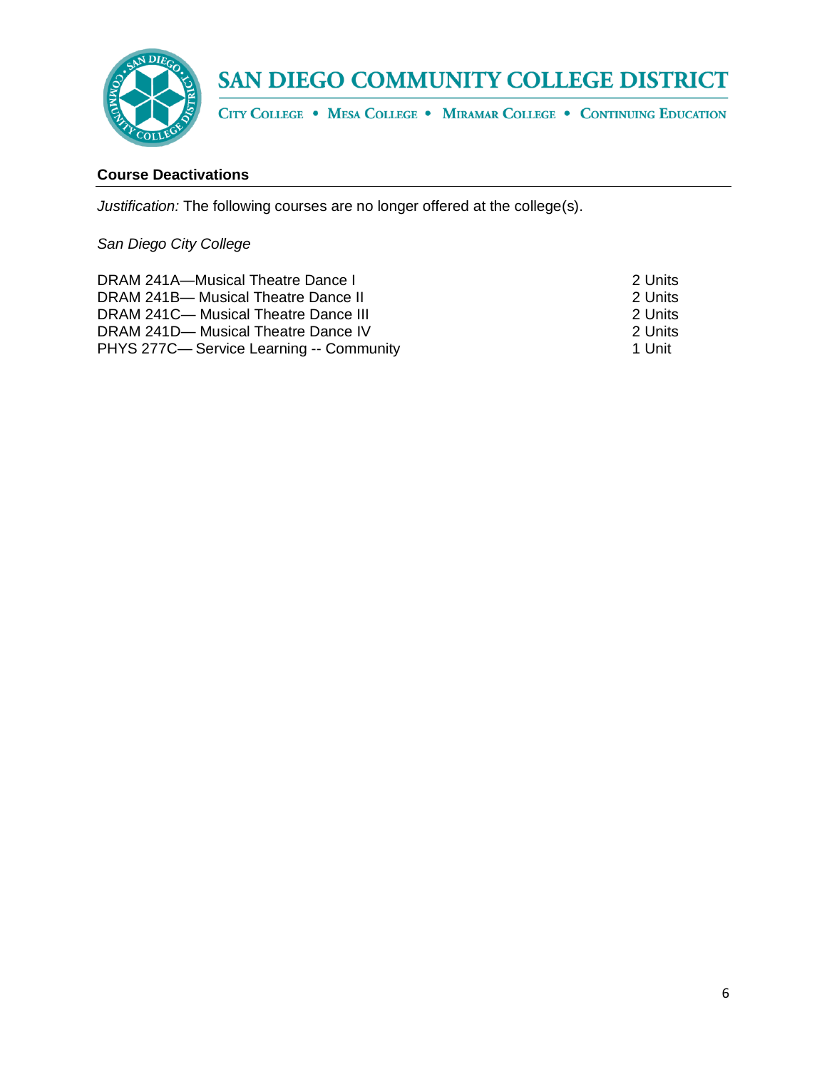SAN DIEGO COMMUNITY COLLEGE DISTRICT

CITY COLLEGE • MESA COLLEGE • MIRAMAR COLLEGE • CONTINUING EDUCATION

## Course Deactivations

*Justification:* The following courses are no longer offered at the college(s).

*San Diego City College*

| | |
|---|---|
| DRAM 241A—Musical Theatre Dance I | 2 Units |
| DRAM 241B— Musical Theatre Dance II | 2 Units |
| DRAM 241C— Musical Theatre Dance III | 2 Units |
| DRAM 241D— Musical Theatre Dance IV | 2 Units |
| PHYS 277C— Service Learning -- Community | 1 Unit |